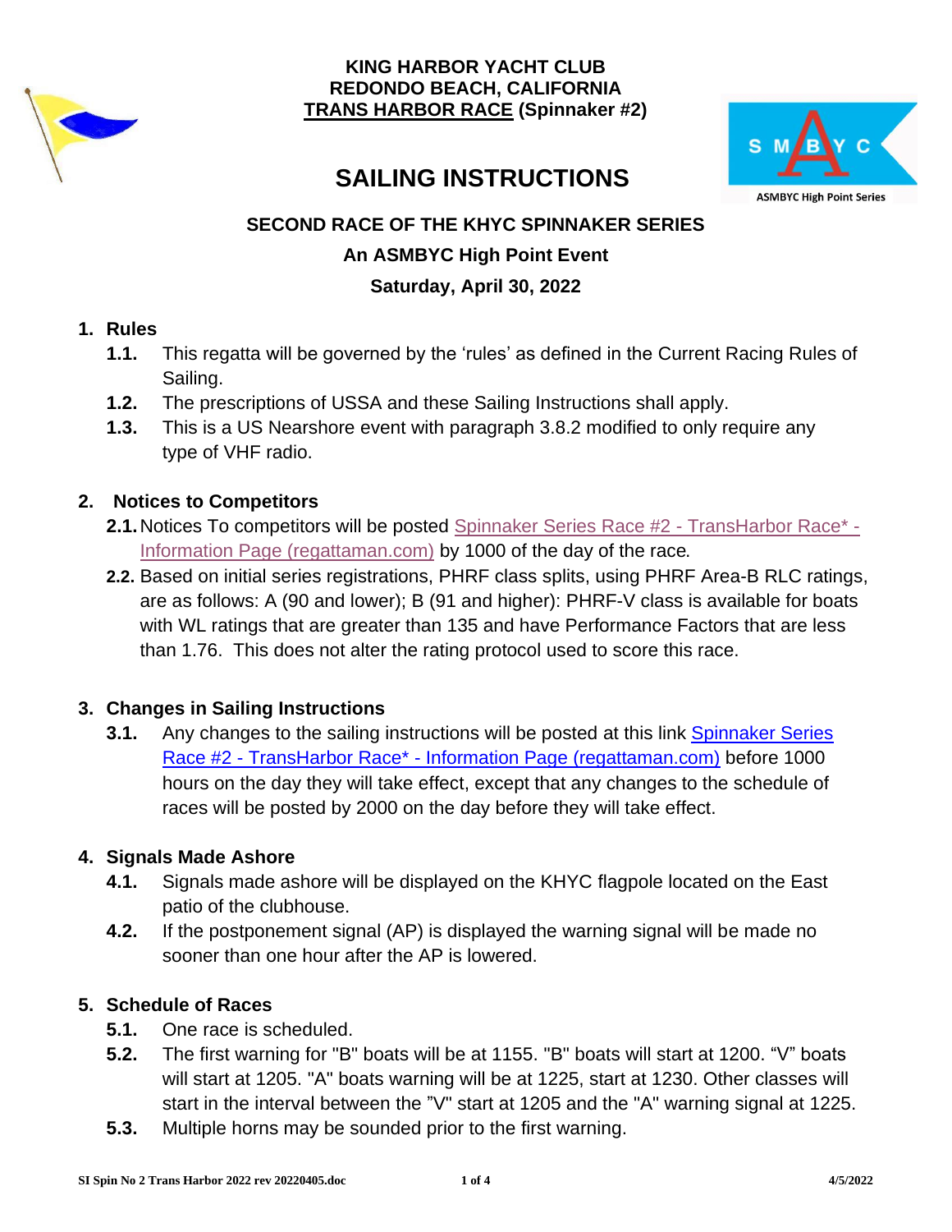**KING HARBOR YACHT CLUB**
**REDONDO BEACH, CALIFORNIA**
**TRANS HARBOR RACE (Spinnaker #2)**

# SAILING INSTRUCTIONS

**SECOND RACE OF THE KHYC SPINNAKER SERIES**

**An ASMBYC High Point Event**

**Saturday, April 30, 2022**

## 1. Rules

**1.1.** This regatta will be governed by the 'rules' as defined in the Current Racing Rules of Sailing.

**1.2.** The prescriptions of USSA and these Sailing Instructions shall apply.

**1.3.** This is a US Nearshore event with paragraph 3.8.2 modified to only require any type of VHF radio.

## 2. Notices to Competitors

**2.1.** Notices To competitors will be posted Spinnaker Series Race #2 - TransHarbor Race* - Information Page (regattaman.com) by 1000 of the day of the race.

**2.2.** Based on initial series registrations, PHRF class splits, using PHRF Area-B RLC ratings, are as follows: A (90 and lower); B (91 and higher): PHRF-V class is available for boats with WL ratings that are greater than 135 and have Performance Factors that are less than 1.76. This does not alter the rating protocol used to score this race.

## 3. Changes in Sailing Instructions

**3.1.** Any changes to the sailing instructions will be posted at this link Spinnaker Series Race #2 - TransHarbor Race* - Information Page (regattaman.com) before 1000 hours on the day they will take effect, except that any changes to the schedule of races will be posted by 2000 on the day before they will take effect.

## 4. Signals Made Ashore

**4.1.** Signals made ashore will be displayed on the KHYC flagpole located on the East patio of the clubhouse.

**4.2.** If the postponement signal (AP) is displayed the warning signal will be made no sooner than one hour after the AP is lowered.

## 5. Schedule of Races

**5.1.** One race is scheduled.

**5.2.** The first warning for "B" boats will be at 1155. "B" boats will start at 1200. "V" boats will start at 1205. "A" boats warning will be at 1225, start at 1230. Other classes will start in the interval between the "V" start at 1205 and the "A" warning signal at 1225.

**5.3.** Multiple horns may be sounded prior to the first warning.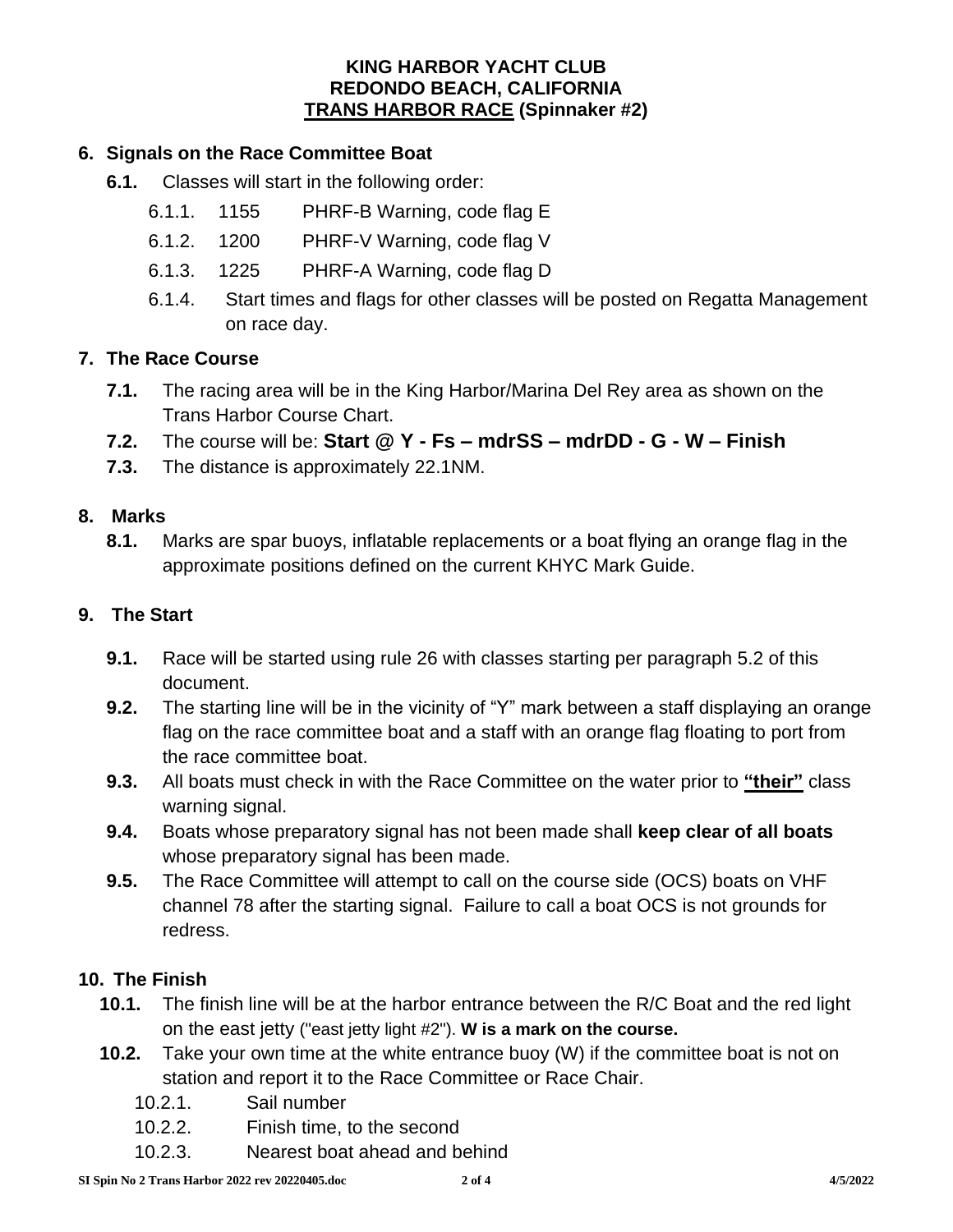**KING HARBOR YACHT CLUB**
**REDONDO BEACH, CALIFORNIA**
**TRANS HARBOR RACE (Spinnaker #2)**

## 6. Signals on the Race Committee Boat

**6.1.** Classes will start in the following order:

- 6.1.1. 1155 PHRF-B Warning, code flag E
- 6.1.2. 1200 PHRF-V Warning, code flag V
- 6.1.3. 1225 PHRF-A Warning, code flag D
- 6.1.4. Start times and flags for other classes will be posted on Regatta Management on race day.

## 7. The Race Course

**7.1.** The racing area will be in the King Harbor/Marina Del Rey area as shown on the Trans Harbor Course Chart.

**7.2.** The course will be: **Start @ Y - Fs – mdrSS – mdrDD - G - W – Finish**

**7.3.** The distance is approximately 22.1NM.

## 8. Marks

**8.1.** Marks are spar buoys, inflatable replacements or a boat flying an orange flag in the approximate positions defined on the current KHYC Mark Guide.

## 9. The Start

**9.1.** Race will be started using rule 26 with classes starting per paragraph 5.2 of this document.

**9.2.** The starting line will be in the vicinity of "Y" mark between a staff displaying an orange flag on the race committee boat and a staff with an orange flag floating to port from the race committee boat.

**9.3.** All boats must check in with the Race Committee on the water prior to **"their"** class warning signal.

**9.4.** Boats whose preparatory signal has not been made shall **keep clear of all boats** whose preparatory signal has been made.

**9.5.** The Race Committee will attempt to call on the course side (OCS) boats on VHF channel 78 after the starting signal. Failure to call a boat OCS is not grounds for redress.

## 10. The Finish

**10.1.** The finish line will be at the harbor entrance between the R/C Boat and the red light on the east jetty ("east jetty light #2"). **W is a mark on the course.**

**10.2.** Take your own time at the white entrance buoy (W) if the committee boat is not on station and report it to the Race Committee or Race Chair.

- 10.2.1. Sail number
- 10.2.2. Finish time, to the second
- 10.2.3. Nearest boat ahead and behind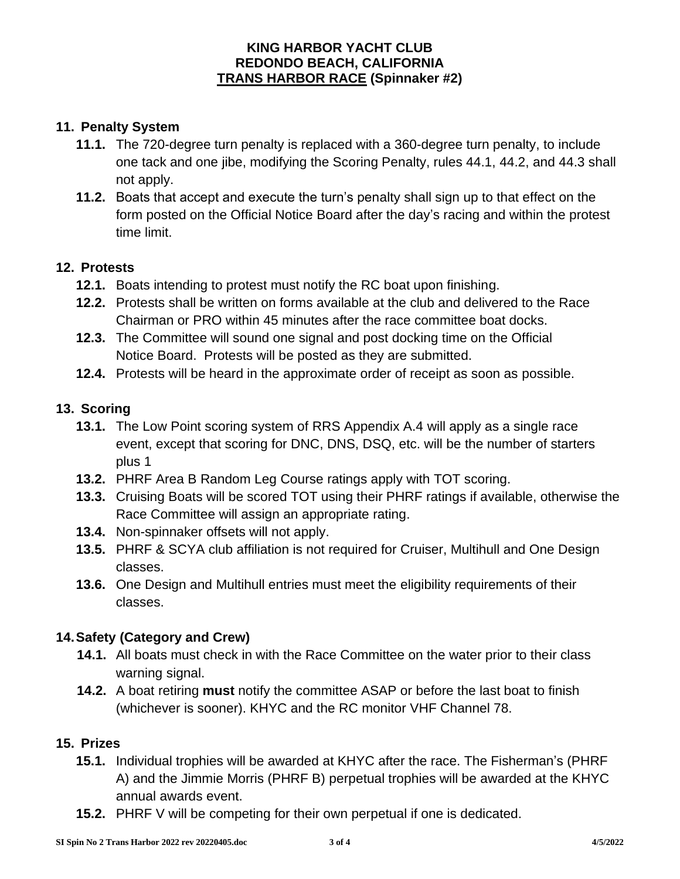**KING HARBOR YACHT CLUB**
**REDONDO BEACH, CALIFORNIA**
**TRANS HARBOR RACE (Spinnaker #2)**

## 11. Penalty System

- **11.1.** The 720-degree turn penalty is replaced with a 360-degree turn penalty, to include one tack and one jibe, modifying the Scoring Penalty, rules 44.1, 44.2, and 44.3 shall not apply.
- **11.2.** Boats that accept and execute the turn's penalty shall sign up to that effect on the form posted on the Official Notice Board after the day's racing and within the protest time limit.

## 12. Protests

- **12.1.** Boats intending to protest must notify the RC boat upon finishing.
- **12.2.** Protests shall be written on forms available at the club and delivered to the Race Chairman or PRO within 45 minutes after the race committee boat docks.
- **12.3.** The Committee will sound one signal and post docking time on the Official Notice Board. Protests will be posted as they are submitted.
- **12.4.** Protests will be heard in the approximate order of receipt as soon as possible.

## 13. Scoring

- **13.1.** The Low Point scoring system of RRS Appendix A.4 will apply as a single race event, except that scoring for DNC, DNS, DSQ, etc. will be the number of starters plus 1
- **13.2.** PHRF Area B Random Leg Course ratings apply with TOT scoring.
- **13.3.** Cruising Boats will be scored TOT using their PHRF ratings if available, otherwise the Race Committee will assign an appropriate rating.
- **13.4.** Non-spinnaker offsets will not apply.
- **13.5.** PHRF & SCYA club affiliation is not required for Cruiser, Multihull and One Design classes.
- **13.6.** One Design and Multihull entries must meet the eligibility requirements of their classes.

## 14. Safety (Category and Crew)

- **14.1.** All boats must check in with the Race Committee on the water prior to their class warning signal.
- **14.2.** A boat retiring **must** notify the committee ASAP or before the last boat to finish (whichever is sooner). KHYC and the RC monitor VHF Channel 78.

## 15. Prizes

- **15.1.** Individual trophies will be awarded at KHYC after the race. The Fisherman's (PHRF A) and the Jimmie Morris (PHRF B) perpetual trophies will be awarded at the KHYC annual awards event.
- **15.2.** PHRF V will be competing for their own perpetual if one is dedicated.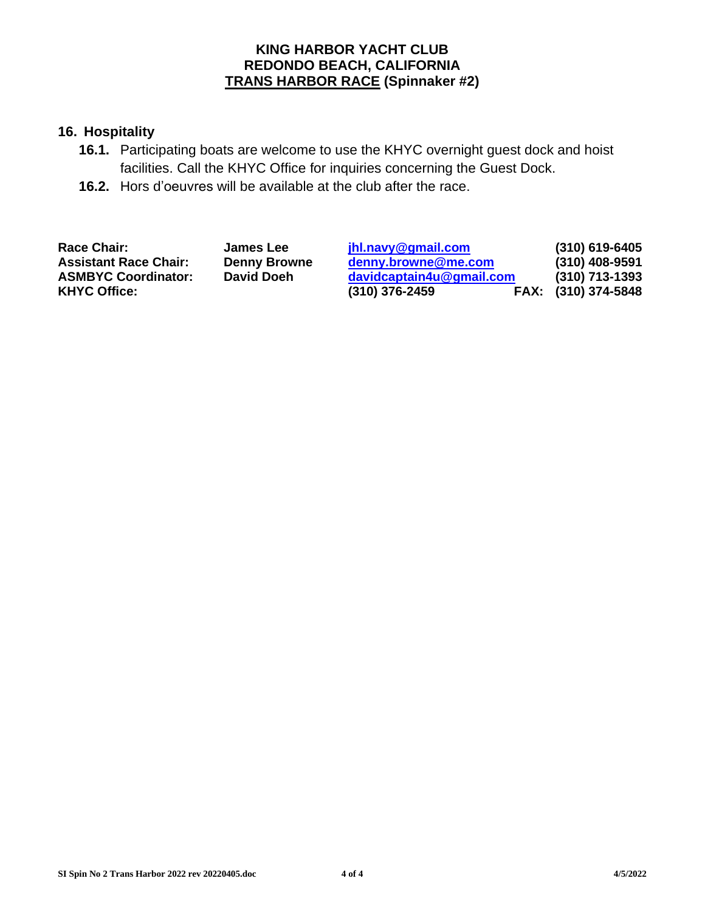## 16. Hospitality

- **16.1.** Participating boats are welcome to use the KHYC overnight guest dock and hoist facilities. Call the KHYC Office for inquiries concerning the Guest Dock.
- **16.2.** Hors d'oeuvres will be available at the club after the race.

| | | | |
|---|---|---|---|
| **Race Chair:** | **James Lee** | **jhl.navy@gmail.com** | **(310) 619-6405** |
| **Assistant Race Chair:** | **Denny Browne** | **denny.browne@me.com** | **(310) 408-9591** |
| **ASMBYC Coordinator:** | **David Doeh** | **davidcaptain4u@gmail.com** | **(310) 713-1393** |
| **KHYC Office:** | | **(310) 376-2459** | **FAX: (310) 374-5848** |